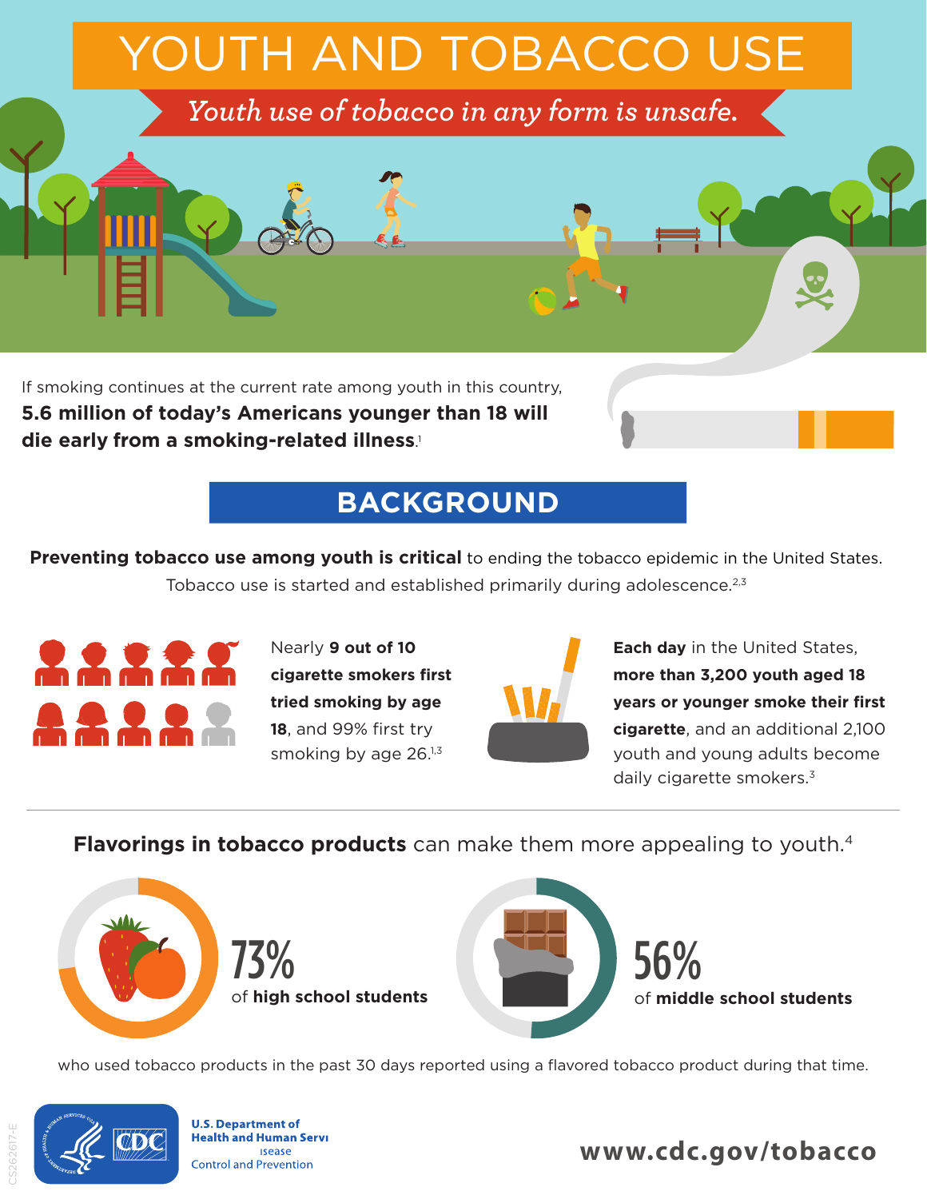# YOUTH AND TOBACCO USE

*Youth use of tobacco in any form is unsafe.*

If smoking continues at the current rate among youth in this country, **5.6 million of today's Americans younger than 18 will die early from a smoking-related illness**.[1]

## BACKGROUND

**Preventing tobacco use among youth is critical** to ending the tobacco epidemic in the United States. Tobacco use is started and established primarily during adolescence.[2,3]

Nearly **9 out of 10 cigarette smokers first tried smoking by age 18**, and 99% first try smoking by age 26.[1,3]

**Each day** in the United States, **more than 3,200 youth aged 18 years or younger smoke their first cigarette**, and an additional 2,100 youth and young adults become daily cigarette smokers.[3]

**Flavorings in tobacco products** can make them more appealing to youth.[4]

73% of **high school students**

56% of **middle school students**

who used tobacco products in the past 30 days reported using a flavored tobacco product during that time.

U.S. Department of Health and Human Services
Centers for Disease Control and Prevention

www.cdc.gov/tobacco

CS262617-E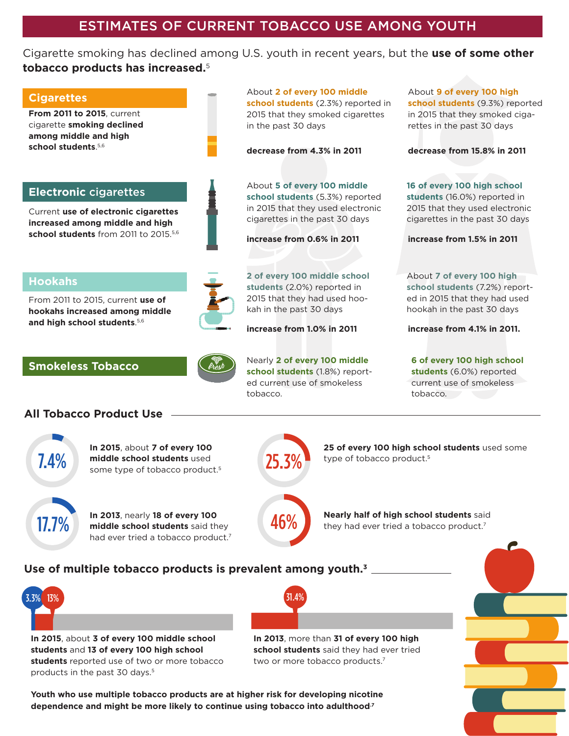# ESTIMATES OF CURRENT TOBACCO USE AMONG YOUTH

Cigarette smoking has declined among U.S. youth in recent years, but the **use of some other tobacco products has increased.**[5]

## Cigarettes

**From 2011 to 2015**, current cigarette **smoking declined among middle and high school students**.[5,6]

About **2 of every 100 middle school students** (2.3%) reported in 2015 that they smoked cigarettes in the past 30 days

**decrease from 4.3% in 2011**

About **9 of every 100 high school students** (9.3%) reported in 2015 that they smoked cigarettes in the past 30 days

**decrease from 15.8% in 2011**

## Electronic cigarettes

Current **use of electronic cigarettes increased among middle and high school students** from 2011 to 2015.[5,6]

About **5 of every 100 middle school students** (5.3%) reported in 2015 that they used electronic cigarettes in the past 30 days

**increase from 0.6% in 2011**

**16 of every 100 high school students** (16.0%) reported in 2015 that they used electronic cigarettes in the past 30 days

**increase from 1.5% in 2011**

## Hookahs

From 2011 to 2015, current **use of hookahs increased among middle and high school students**.[5,6]

**2 of every 100 middle school students** (2.0%) reported in 2015 that they had used hookah in the past 30 days

**increase from 1.0% in 2011**

About **7 of every 100 high school students** (7.2%) reported in 2015 that they had used hookah in the past 30 days

**increase from 4.1% in 2011.**

## Smokeless Tobacco

Nearly **2 of every 100 middle school students** (1.8%) reported current use of smokeless tobacco.

**6 of every 100 high school students** (6.0%) reported current use of smokeless tobacco.

## All Tobacco Product Use

7.4% — **In 2015**, about **7 of every 100 middle school students** used some type of tobacco product.[5]

25.3% — **25 of every 100 high school students** used some type of tobacco product.[5]

17.7% — **In 2013**, nearly **18 of every 100 middle school students** said they had ever tried a tobacco product.[7]

46% — **Nearly half of high school students** said they had ever tried a tobacco product.[7]

## Use of multiple tobacco products is prevalent among youth.[3]

3.3% / 13% — **In 2015**, about **3 of every 100 middle school students** and **13 of every 100 high school students** reported use of two or more tobacco products in the past 30 days.[5]

31.4% — **In 2013**, more than **31 of every 100 high school students** said they had ever tried two or more tobacco products.[7]

**Youth who use multiple tobacco products are at higher risk for developing nicotine dependence and might be more likely to continue using tobacco into adulthood.**[7]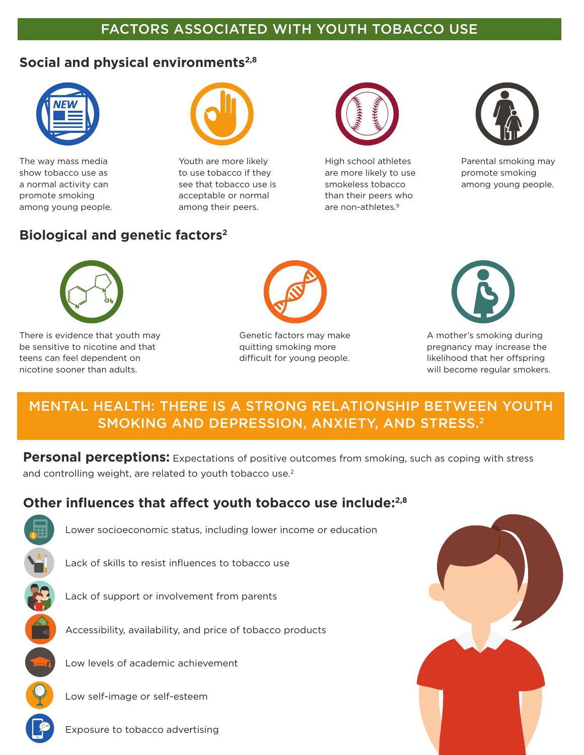# FACTORS ASSOCIATED WITH YOUTH TOBACCO USE

## Social and physical environments[2,8]

The way mass media show tobacco use as a normal activity can promote smoking among young people.

Youth are more likely to use tobacco if they see that tobacco use is acceptable or normal among their peers.

High school athletes are more likely to use smokeless tobacco than their peers who are non-athletes.[9]

Parental smoking may promote smoking among young people.

## Biological and genetic factors[2]

There is evidence that youth may be sensitive to nicotine and that teens can feel dependent on nicotine sooner than adults.

Genetic factors may make quitting smoking more difficult for young people.

A mother's smoking during pregnancy may increase the likelihood that her offspring will become regular smokers.

## MENTAL HEALTH: THERE IS A STRONG RELATIONSHIP BETWEEN YOUTH SMOKING AND DEPRESSION, ANXIETY, AND STRESS.[2]

**Personal perceptions:** Expectations of positive outcomes from smoking, such as coping with stress and controlling weight, are related to youth tobacco use.[2]

## Other influences that affect youth tobacco use include:[2,8]

- Lower socioeconomic status, including lower income or education
- Lack of skills to resist influences to tobacco use
- Lack of support or involvement from parents
- Accessibility, availability, and price of tobacco products
- Low levels of academic achievement
- Low self-image or self-esteem
- Exposure to tobacco advertising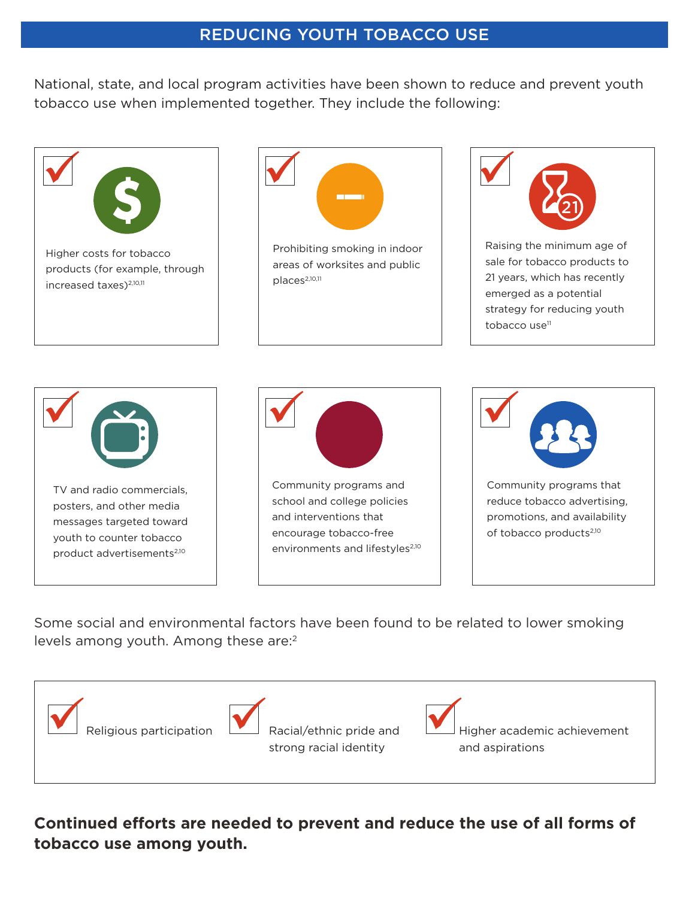## REDUCING YOUTH TOBACCO USE

National, state, and local program activities have been shown to reduce and prevent youth tobacco use when implemented together. They include the following:

- Higher costs for tobacco products (for example, through increased taxes)[2,10,11]
- Prohibiting smoking in indoor areas of worksites and public places[2,10,11]
- Raising the minimum age of sale for tobacco products to 21 years, which has recently emerged as a potential strategy for reducing youth tobacco use[11]
- TV and radio commercials, posters, and other media messages targeted toward youth to counter tobacco product advertisements[2,10]
- Community programs and school and college policies and interventions that encourage tobacco-free environments and lifestyles[2,10]
- Community programs that reduce tobacco advertising, promotions, and availability of tobacco products[2,10]

Some social and environmental factors have been found to be related to lower smoking levels among youth. Among these are:[2]

- Religious participation
- Racial/ethnic pride and strong racial identity
- Higher academic achievement and aspirations

**Continued efforts are needed to prevent and reduce the use of all forms of tobacco use among youth.**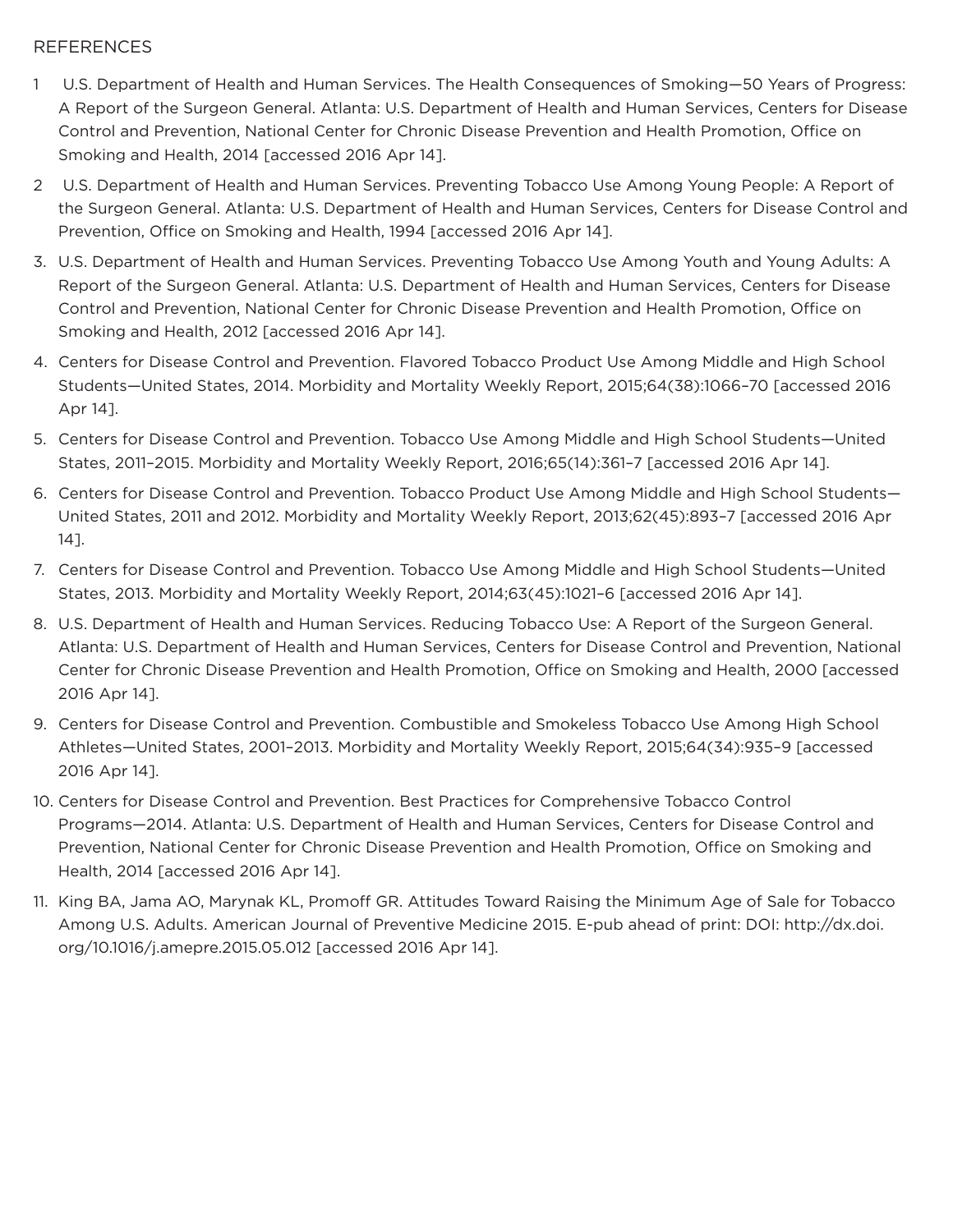REFERENCES

1 U.S. Department of Health and Human Services. The Health Consequences of Smoking—50 Years of Progress: A Report of the Surgeon General. Atlanta: U.S. Department of Health and Human Services, Centers for Disease Control and Prevention, National Center for Chronic Disease Prevention and Health Promotion, Office on Smoking and Health, 2014 [accessed 2016 Apr 14].

2 U.S. Department of Health and Human Services. Preventing Tobacco Use Among Young People: A Report of the Surgeon General. Atlanta: U.S. Department of Health and Human Services, Centers for Disease Control and Prevention, Office on Smoking and Health, 1994 [accessed 2016 Apr 14].

3. U.S. Department of Health and Human Services. Preventing Tobacco Use Among Youth and Young Adults: A Report of the Surgeon General. Atlanta: U.S. Department of Health and Human Services, Centers for Disease Control and Prevention, National Center for Chronic Disease Prevention and Health Promotion, Office on Smoking and Health, 2012 [accessed 2016 Apr 14].

4. Centers for Disease Control and Prevention. Flavored Tobacco Product Use Among Middle and High School Students—United States, 2014. Morbidity and Mortality Weekly Report, 2015;64(38):1066–70 [accessed 2016 Apr 14].

5. Centers for Disease Control and Prevention. Tobacco Use Among Middle and High School Students—United States, 2011–2015. Morbidity and Mortality Weekly Report, 2016;65(14):361–7 [accessed 2016 Apr 14].

6. Centers for Disease Control and Prevention. Tobacco Product Use Among Middle and High School Students—United States, 2011 and 2012. Morbidity and Mortality Weekly Report, 2013;62(45):893–7 [accessed 2016 Apr 14].

7. Centers for Disease Control and Prevention. Tobacco Use Among Middle and High School Students—United States, 2013. Morbidity and Mortality Weekly Report, 2014;63(45):1021–6 [accessed 2016 Apr 14].

8. U.S. Department of Health and Human Services. Reducing Tobacco Use: A Report of the Surgeon General. Atlanta: U.S. Department of Health and Human Services, Centers for Disease Control and Prevention, National Center for Chronic Disease Prevention and Health Promotion, Office on Smoking and Health, 2000 [accessed 2016 Apr 14].

9. Centers for Disease Control and Prevention. Combustible and Smokeless Tobacco Use Among High School Athletes—United States, 2001–2013. Morbidity and Mortality Weekly Report, 2015;64(34):935–9 [accessed 2016 Apr 14].

10. Centers for Disease Control and Prevention. Best Practices for Comprehensive Tobacco Control Programs—2014. Atlanta: U.S. Department of Health and Human Services, Centers for Disease Control and Prevention, National Center for Chronic Disease Prevention and Health Promotion, Office on Smoking and Health, 2014 [accessed 2016 Apr 14].

11. King BA, Jama AO, Marynak KL, Promoff GR. Attitudes Toward Raising the Minimum Age of Sale for Tobacco Among U.S. Adults. American Journal of Preventive Medicine 2015. E-pub ahead of print: DOI: http://dx.doi.org/10.1016/j.amepre.2015.05.012 [accessed 2016 Apr 14].